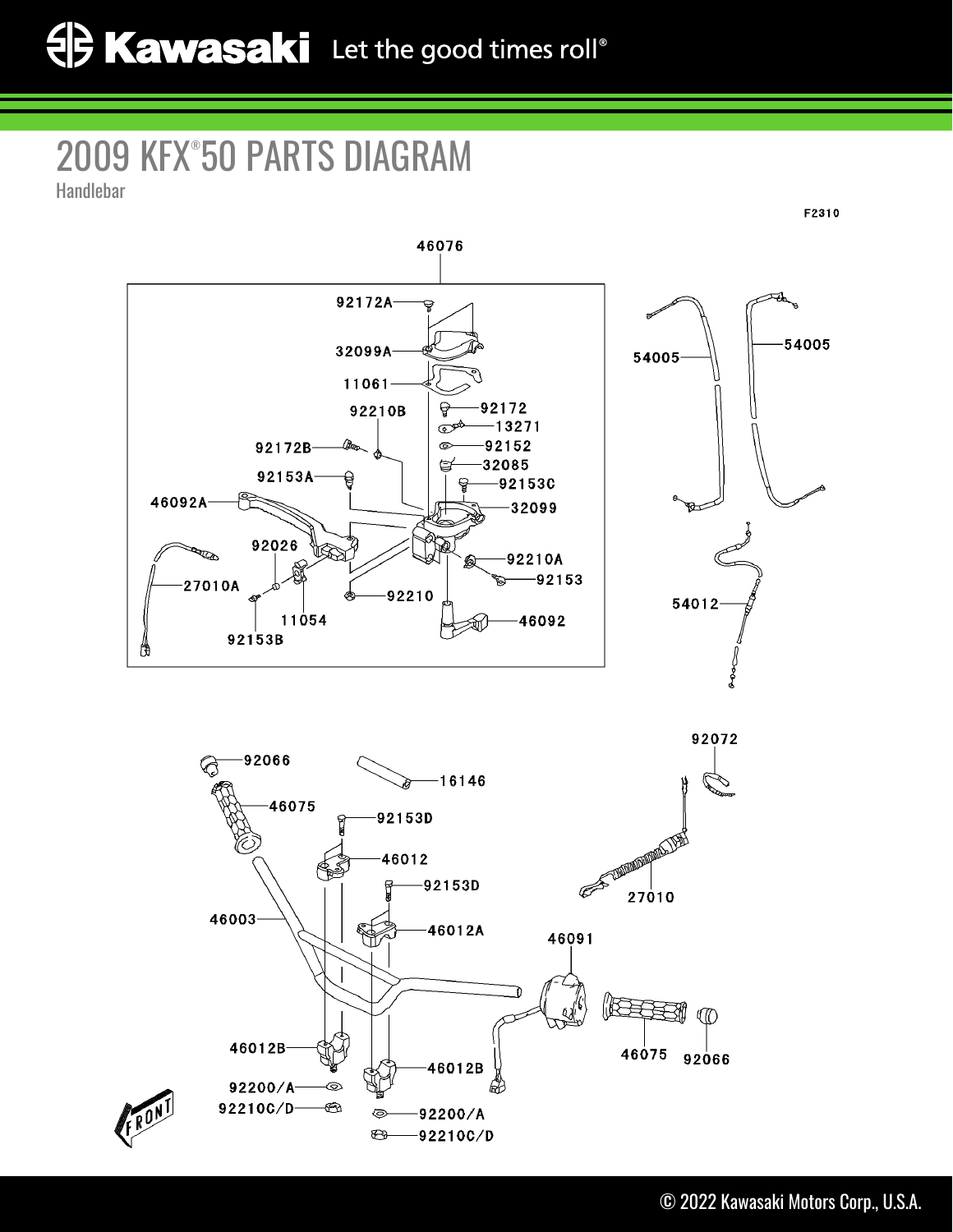Kawasaki Let the good times roll®

# 2009 KFX®50 PARTS DIAGRAM

Handlebar

F2310

46076

92172A

32099A

11061

92210B

92172

13271

92172B

92152

32085

92153A

92153C

46092A

32099

92026

92210A

27010A

92153

92210

11054

46092

92153B

54005

54005

54012

92072

92066

16146

46075

92153D

46012

92153D

46003

46012A

27010

46091

46075

92066

46012B

46012B

92200/A

92210C/D

92200/A

92210C/D

FRONT

© 2022 Kawasaki Motors Corp., U.S.A.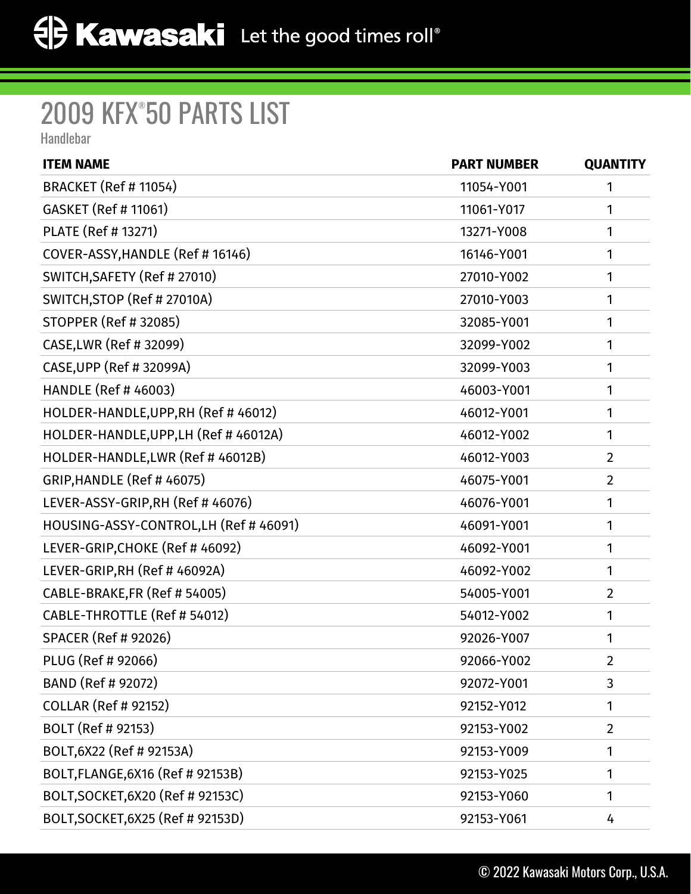# 2009 KFX®50 PARTS LIST

Handlebar

| ITEM NAME | PART NUMBER | QUANTITY |
|---|---|---|
| BRACKET (Ref # 11054) | 11054-Y001 | 1 |
| GASKET (Ref # 11061) | 11061-Y017 | 1 |
| PLATE (Ref # 13271) | 13271-Y008 | 1 |
| COVER-ASSY,HANDLE (Ref # 16146) | 16146-Y001 | 1 |
| SWITCH,SAFETY (Ref # 27010) | 27010-Y002 | 1 |
| SWITCH,STOP (Ref # 27010A) | 27010-Y003 | 1 |
| STOPPER (Ref # 32085) | 32085-Y001 | 1 |
| CASE,LWR (Ref # 32099) | 32099-Y002 | 1 |
| CASE,UPP (Ref # 32099A) | 32099-Y003 | 1 |
| HANDLE (Ref # 46003) | 46003-Y001 | 1 |
| HOLDER-HANDLE,UPP,RH (Ref # 46012) | 46012-Y001 | 1 |
| HOLDER-HANDLE,UPP,LH (Ref # 46012A) | 46012-Y002 | 1 |
| HOLDER-HANDLE,LWR (Ref # 46012B) | 46012-Y003 | 2 |
| GRIP,HANDLE (Ref # 46075) | 46075-Y001 | 2 |
| LEVER-ASSY-GRIP,RH (Ref # 46076) | 46076-Y001 | 1 |
| HOUSING-ASSY-CONTROL,LH (Ref # 46091) | 46091-Y001 | 1 |
| LEVER-GRIP,CHOKE (Ref # 46092) | 46092-Y001 | 1 |
| LEVER-GRIP,RH (Ref # 46092A) | 46092-Y002 | 1 |
| CABLE-BRAKE,FR (Ref # 54005) | 54005-Y001 | 2 |
| CABLE-THROTTLE (Ref # 54012) | 54012-Y002 | 1 |
| SPACER (Ref # 92026) | 92026-Y007 | 1 |
| PLUG (Ref # 92066) | 92066-Y002 | 2 |
| BAND (Ref # 92072) | 92072-Y001 | 3 |
| COLLAR (Ref # 92152) | 92152-Y012 | 1 |
| BOLT (Ref # 92153) | 92153-Y002 | 2 |
| BOLT,6X22 (Ref # 92153A) | 92153-Y009 | 1 |
| BOLT,FLANGE,6X16 (Ref # 92153B) | 92153-Y025 | 1 |
| BOLT,SOCKET,6X20 (Ref # 92153C) | 92153-Y060 | 1 |
| BOLT,SOCKET,6X25 (Ref # 92153D) | 92153-Y061 | 4 |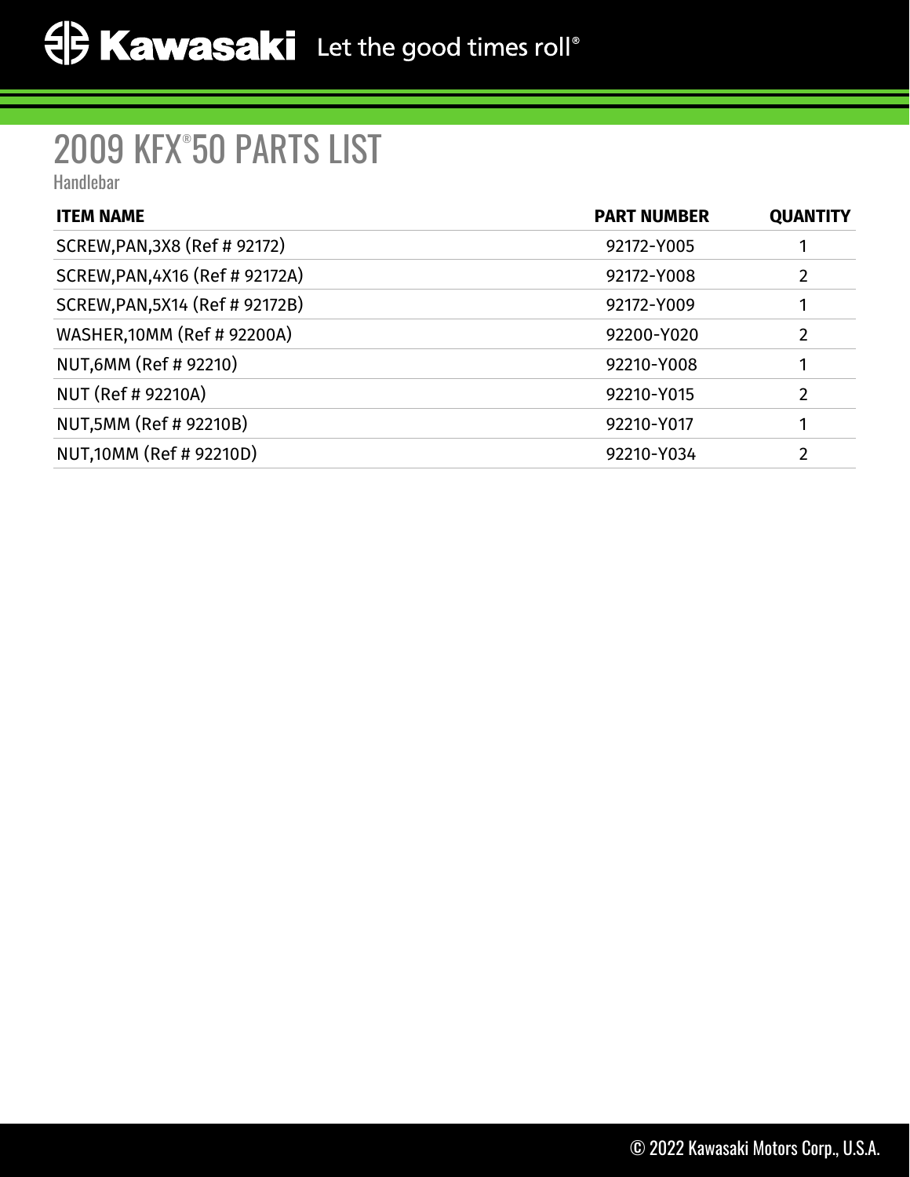# 2009 KFX®50 PARTS LIST

Handlebar

| ITEM NAME | PART NUMBER | QUANTITY |
| --- | --- | --- |
| SCREW,PAN,3X8 (Ref # 92172) | 92172-Y005 | 1 |
| SCREW,PAN,4X16 (Ref # 92172A) | 92172-Y008 | 2 |
| SCREW,PAN,5X14 (Ref # 92172B) | 92172-Y009 | 1 |
| WASHER,10MM (Ref # 92200A) | 92200-Y020 | 2 |
| NUT,6MM (Ref # 92210) | 92210-Y008 | 1 |
| NUT (Ref # 92210A) | 92210-Y015 | 2 |
| NUT,5MM (Ref # 92210B) | 92210-Y017 | 1 |
| NUT,10MM (Ref # 92210D) | 92210-Y034 | 2 |